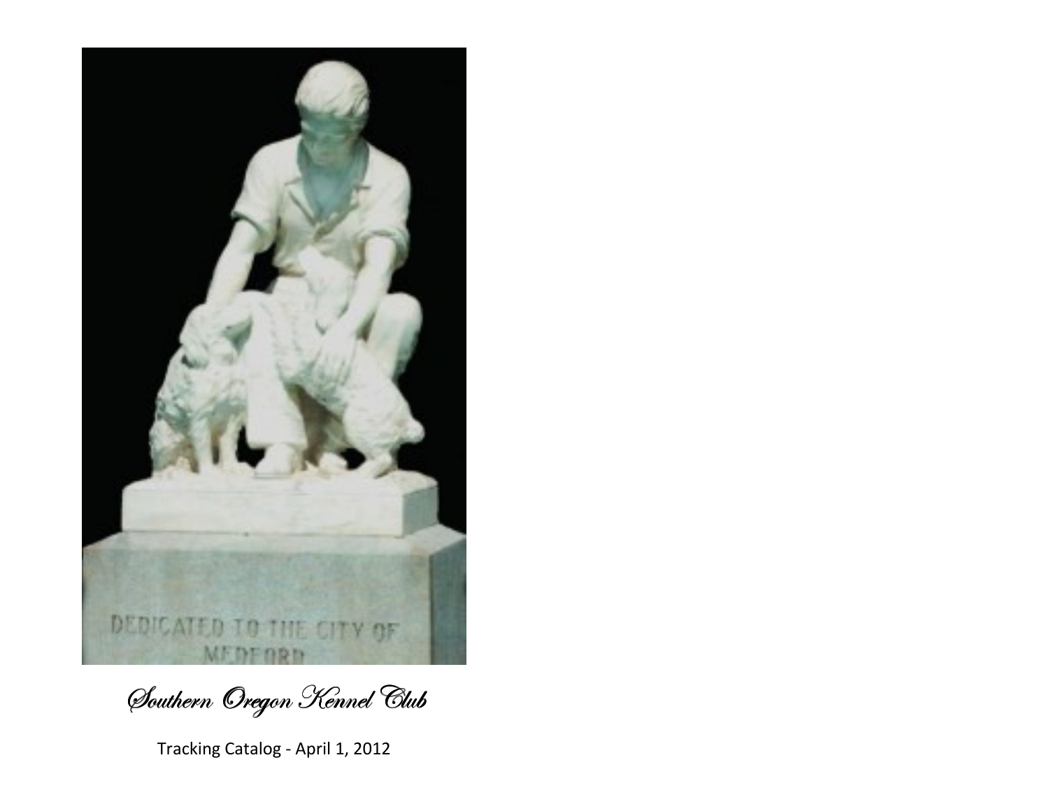# Southern Oregon Kennel Club

Tracking Catalog - April 1, 2012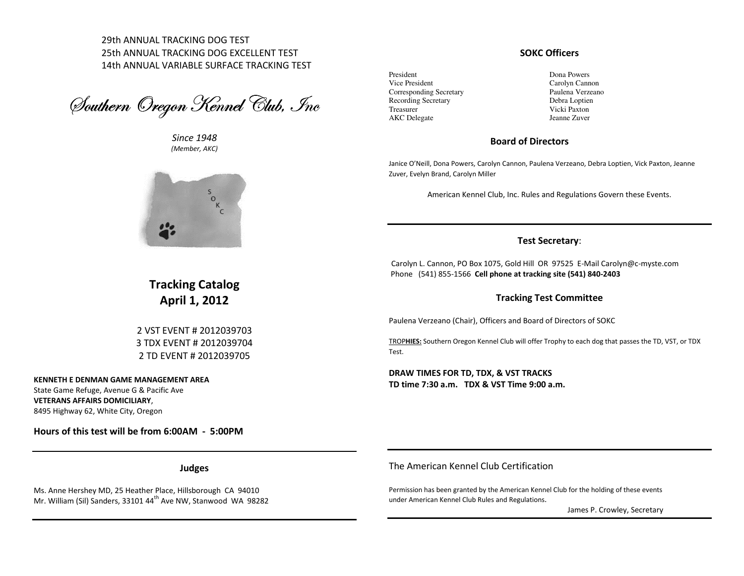29th ANNUAL TRACKING DOG TEST
25th ANNUAL TRACKING DOG EXCELLENT TEST
14th ANNUAL VARIABLE SURFACE TRACKING TEST

# Southern Oregon Kennel Club, Inc

*Since 1948*
*(Member, AKC)*

## Tracking Catalog
## April 1, 2012

2 VST EVENT # 2012039703
3 TDX EVENT # 2012039704
2 TD EVENT # 2012039705

**KENNETH E DENMAN GAME MANAGEMENT AREA**
State Game Refuge, Avenue G & Pacific Ave
**VETERANS AFFAIRS DOMICILIARY**,
8495 Highway 62, White City, Oregon

**Hours of this test will be from 6:00AM - 5:00PM**

### Judges

Ms. Anne Hershey MD, 25 Heather Place, Hillsborough CA 94010
Mr. William (Sil) Sanders, 33101 44th Ave NW, Stanwood WA 98282

### SOKC Officers

| | |
|---|---|
| President | Dona Powers |
| Vice President | Carolyn Cannon |
| Corresponding Secretary | Paulena Verzeano |
| Recording Secretary | Debra Loptien |
| Treasurer | Vicki Paxton |
| AKC Delegate | Jeanne Zuver |

### Board of Directors

Janice O'Neill, Dona Powers, Carolyn Cannon, Paulena Verzeano, Debra Loptien, Vick Paxton, Jeanne Zuver, Evelyn Brand, Carolyn Miller

American Kennel Club, Inc. Rules and Regulations Govern these Events.

### Test Secretary:

Carolyn L. Cannon, PO Box 1075, Gold Hill OR 97525 E-Mail Carolyn@c-myste.com
Phone (541) 855-1566 **Cell phone at tracking site (541) 840-2403**

### Tracking Test Committee

Paulena Verzeano (Chair), Officers and Board of Directors of SOKC

TROP**HIES:** Southern Oregon Kennel Club will offer Trophy to each dog that passes the TD, VST, or TDX Test.

**DRAW TIMES FOR TD, TDX, & VST TRACKS**
**TD time 7:30 a.m. TDX & VST Time 9:00 a.m.**

### The American Kennel Club Certification

Permission has been granted by the American Kennel Club for the holding of these events under American Kennel Club Rules and Regulations.

James P. Crowley, Secretary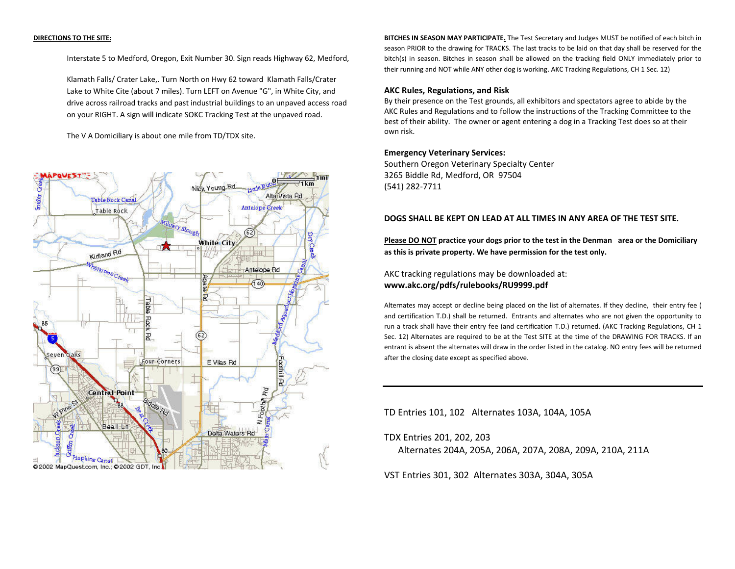**DIRECTIONS TO THE SITE:**

Interstate 5 to Medford, Oregon, Exit Number 30. Sign reads Highway 62, Medford,

Klamath Falls/ Crater Lake,. Turn North on Hwy 62 toward Klamath Falls/Crater Lake to White Cite (about 7 miles). Turn LEFT on Avenue "G", in White City, and drive across railroad tracks and past industrial buildings to an unpaved access road on your RIGHT. A sign will indicate SOKC Tracking Test at the unpaved road.

The V A Domiciliary is about one mile from TD/TDX site.

**BITCHES IN SEASON MAY PARTICIPATE.** The Test Secretary and Judges MUST be notified of each bitch in season PRIOR to the drawing for TRACKS. The last tracks to be laid on that day shall be reserved for the bitch(s) in season. Bitches in season shall be allowed on the tracking field ONLY immediately prior to their running and NOT while ANY other dog is working. AKC Tracking Regulations, CH 1 Sec. 12)

**AKC Rules, Regulations, and Risk**

By their presence on the Test grounds, all exhibitors and spectators agree to abide by the AKC Rules and Regulations and to follow the instructions of the Tracking Committee to the best of their ability. The owner or agent entering a dog in a Tracking Test does so at their own risk.

**Emergency Veterinary Services:**

Southern Oregon Veterinary Specialty Center
3265 Biddle Rd, Medford, OR 97504
(541) 282-7711

**DOGS SHALL BE KEPT ON LEAD AT ALL TIMES IN ANY AREA OF THE TEST SITE.**

**Please DO NOT practice your dogs prior to the test in the Denman area or the Domiciliary as this is private property. We have permission for the test only.**

AKC tracking regulations may be downloaded at:
**www.akc.org/pdfs/rulebooks/RU9999.pdf**

Alternates may accept or decline being placed on the list of alternates. If they decline, their entry fee ( and certification T.D.) shall be returned. Entrants and alternates who are not given the opportunity to run a track shall have their entry fee (and certification T.D.) returned. (AKC Tracking Regulations, CH 1 Sec. 12) Alternates are required to be at the Test SITE at the time of the DRAWING FOR TRACKS. If an entrant is absent the alternates will draw in the order listed in the catalog. NO entry fees will be returned after the closing date except as specified above.

---

TD Entries 101, 102 Alternates 103A, 104A, 105A

TDX Entries 201, 202, 203
Alternates 204A, 205A, 206A, 207A, 208A, 209A, 210A, 211A

VST Entries 301, 302 Alternates 303A, 304A, 305A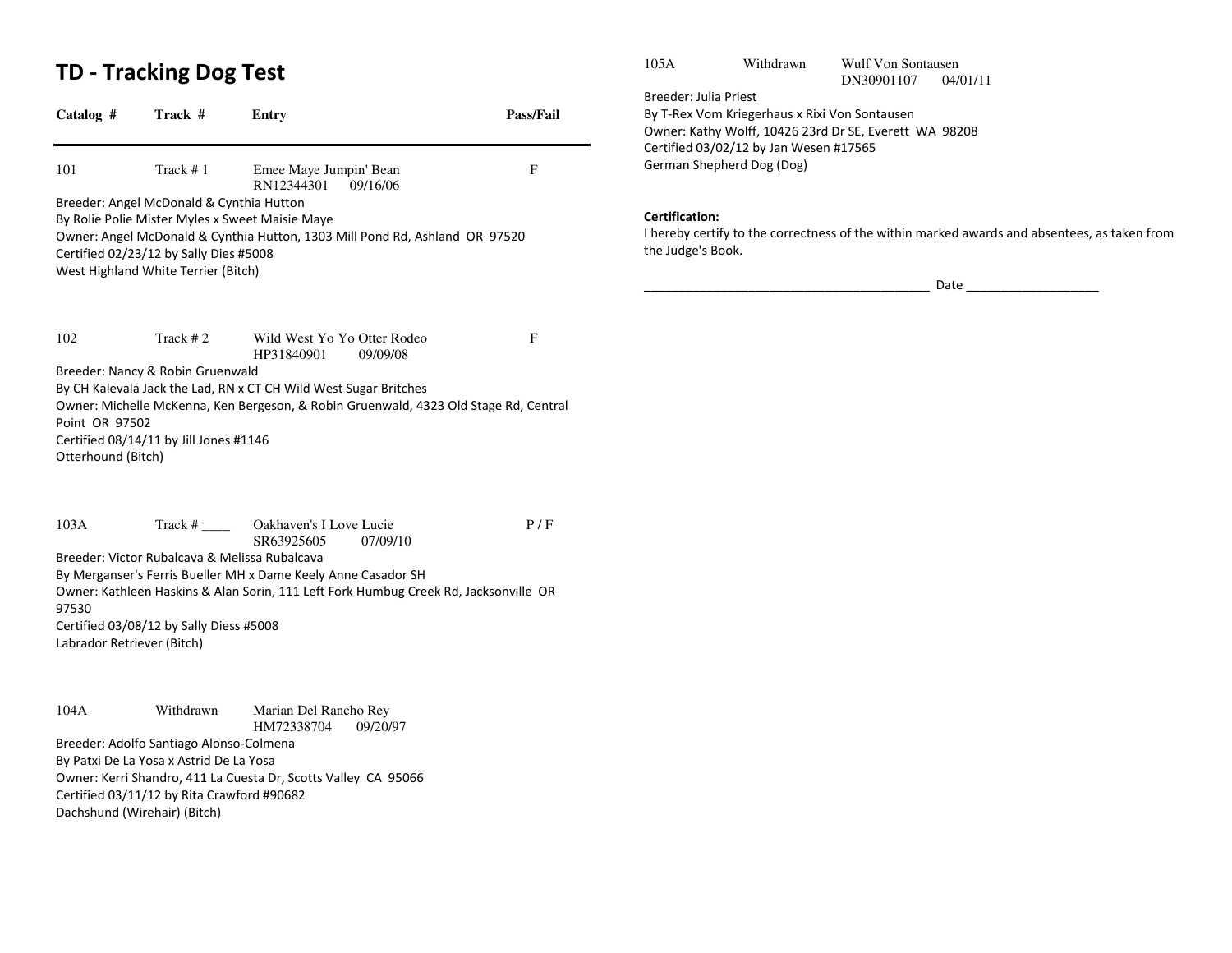# TD - Tracking Dog Test

| Catalog # | Track # | Entry | Pass/Fail |
|---|---|---|---|
| 101 | Track # 1 | Emee Maye Jumpin' Bean<br>RN12344301 09/16/06 | F |

Breeder: Angel McDonald & Cynthia Hutton
By Rolie Polie Mister Myles x Sweet Maisie Maye
Owner: Angel McDonald & Cynthia Hutton, 1303 Mill Pond Rd, Ashland OR 97520
Certified 02/23/12 by Sally Dies #5008
West Highland White Terrier (Bitch)

| Catalog # | Track # | Entry | Pass/Fail |
|---|---|---|---|
| 102 | Track # 2 | Wild West Yo Yo Otter Rodeo<br>HP31840901 09/09/08 | F |

Breeder: Nancy & Robin Gruenwald
By CH Kalevala Jack the Lad, RN x CT CH Wild West Sugar Britches
Owner: Michelle McKenna, Ken Bergeson, & Robin Gruenwald, 4323 Old Stage Rd, Central Point OR 97502
Certified 08/14/11 by Jill Jones #1146
Otterhound (Bitch)

| Catalog # | Track # | Entry | Pass/Fail |
|---|---|---|---|
| 103A | Track # ____ | Oakhaven's I Love Lucie<br>SR63925605 07/09/10 | P / F |

Breeder: Victor Rubalcava & Melissa Rubalcava
By Merganser's Ferris Bueller MH x Dame Keely Anne Casador SH
Owner: Kathleen Haskins & Alan Sorin, 111 Left Fork Humbug Creek Rd, Jacksonville OR 97530
Certified 03/08/12 by Sally Diess #5008
Labrador Retriever (Bitch)

| Catalog # | Track # | Entry | Pass/Fail |
|---|---|---|---|
| 104A | Withdrawn | Marian Del Rancho Rey<br>HM72338704 09/20/97 | |

Breeder: Adolfo Santiago Alonso-Colmena
By Patxi De La Yosa x Astrid De La Yosa
Owner: Kerri Shandro, 411 La Cuesta Dr, Scotts Valley CA 95066
Certified 03/11/12 by Rita Crawford #90682
Dachshund (Wirehair) (Bitch)

| Catalog # | Track # | Entry | Pass/Fail |
|---|---|---|---|
| 105A | Withdrawn | Wulf Von Sontausen<br>DN30901107 04/01/11 | |

Breeder: Julia Priest
By T-Rex Vom Kriegerhaus x Rixi Von Sontausen
Owner: Kathy Wolff, 10426 23rd Dr SE, Everett WA 98208
Certified 03/02/12 by Jan Wesen #17565
German Shepherd Dog (Dog)

**Certification:**
I hereby certify to the correctness of the within marked awards and absentees, as taken from the Judge's Book.

__________________________________________ Date ___________________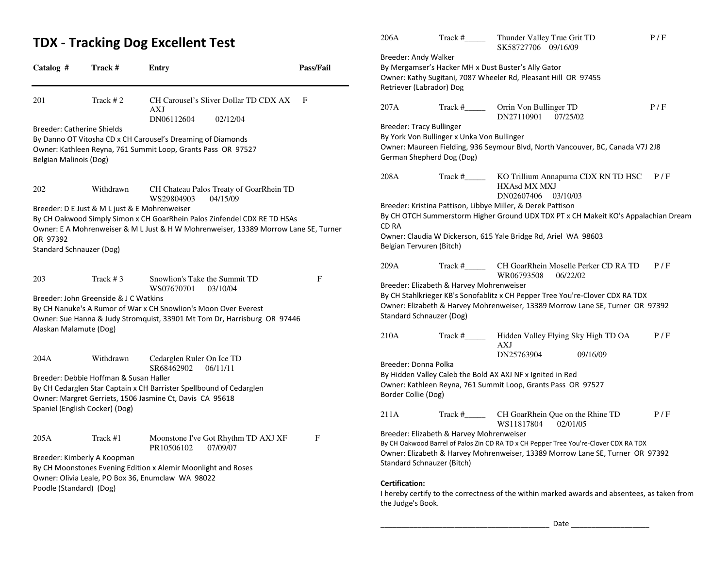# TDX - Tracking Dog Excellent Test

| Catalog # | Track # | Entry | Pass/Fail |
|---|---|---|---|
| 201 | Track # 2 | CH Carousel's Sliver Dollar TD CDX AX AXJ<br>DN06112604 02/12/04 | F |

Breeder: Catherine Shields
By Danno OT Vitosha CD x CH Carousel's Dreaming of Diamonds
Owner: Kathleen Reyna, 761 Summit Loop, Grants Pass OR 97527
Belgian Malinois (Dog)

| | | | |
|---|---|---|---|
| 202 | Withdrawn | CH Chateau Palos Treaty of GoarRhein TD<br>WS29804903 04/15/09 | |

Breeder: D E Just & M L just & E Mohrenweiser
By CH Oakwood Simply Simon x CH GoarRhein Palos Zinfendel CDX RE TD HSAs
Owner: E A Mohrenweiser & M L Just & H W Mohrenweiser, 13389 Morrow Lane SE, Turner OR 97392
Standard Schnauzer (Dog)

| | | | |
|---|---|---|---|
| 203 | Track # 3 | Snowlion's Take the Summit TD<br>WS07670701 03/10/04 | F |

Breeder: John Greenside & J C Watkins
By CH Nanuke's A Rumor of War x CH Snowlion's Moon Over Everest
Owner: Sue Hanna & Judy Stromquist, 33901 Mt Tom Dr, Harrisburg OR 97446
Alaskan Malamute (Dog)

| | | | |
|---|---|---|---|
| 204A | Withdrawn | Cedarglen Ruler On Ice TD<br>SR68462902 06/11/11 | |

Breeder: Debbie Hoffman & Susan Haller
By CH Cedarglen Star Captain x CH Barrister Spellbound of Cedarglen
Owner: Margret Gerriets, 1506 Jasmine Ct, Davis CA 95618
Spaniel (English Cocker) (Dog)

| | | | |
|---|---|---|---|
| 205A | Track #1 | Moonstone I've Got Rhythm TD AXJ XF<br>PR10506102 07/09/07 | F |

Breeder: Kimberly A Koopman
By CH Moonstones Evening Edition x Alemir Moonlight and Roses
Owner: Olivia Leale, PO Box 36, Enumclaw WA 98022
Poodle (Standard) (Dog)

| | | | |
|---|---|---|---|
| 206A | Track #_____ | Thunder Valley True Grit TD<br>SK58727706 09/16/09 | P / F |

Breeder: Andy Walker
By Mergamser's Hacker MH x Dust Buster's Ally Gator
Owner: Kathy Sugitani, 7087 Wheeler Rd, Pleasant Hill OR 97455
Retriever (Labrador) Dog

| | | | |
|---|---|---|---|
| 207A | Track #_____ | Orrin Von Bullinger TD<br>DN27110901 07/25/02 | P / F |

Breeder: Tracy Bullinger
By York Von Bullinger x Unka Von Bullinger
Owner: Maureen Fielding, 936 Seymour Blvd, North Vancouver, BC, Canada V7J 2J8
German Shepherd Dog (Dog)

| | | | |
|---|---|---|---|
| 208A | Track #_____ | KO Trillium Annapurna CDX RN TD HSC HXAsd MX MXJ<br>DN02607406 03/10/03 | P / F |

Breeder: Kristina Pattison, Libbye Miller, & Derek Pattison
By CH OTCH Summerstorm Higher Ground UDX TDX PT x CH Makeit KO's Appalachian Dream CD RA
Owner: Claudia W Dickerson, 615 Yale Bridge Rd, Ariel WA 98603
Belgian Tervuren (Bitch)

| | | | |
|---|---|---|---|
| 209A | Track #_____ | CH GoarRhein Moselle Perker CD RA TD<br>WR06793508 06/22/02 | P / F |

Breeder: Elizabeth & Harvey Mohrenweiser
By CH Stahlkrieger KB's Sonofablitz x CH Pepper Tree You're-Clover CDX RA TDX
Owner: Elizabeth & Harvey Mohrenweiser, 13389 Morrow Lane SE, Turner OR 97392
Standard Schnauzer (Dog)

| | | | |
|---|---|---|---|
| 210A | Track #_____ | Hidden Valley Flying Sky High TD OA AXJ<br>DN25763904 09/16/09 | P / F |

Breeder: Donna Polka
By Hidden Valley Caleb the Bold AX AXJ NF x Ignited in Red
Owner: Kathleen Reyna, 761 Summit Loop, Grants Pass OR 97527
Border Collie (Dog)

| | | | |
|---|---|---|---|
| 211A | Track #_____ | CH GoarRhein Que on the Rhine TD<br>WS11817804 02/01/05 | P / F |

Breeder: Elizabeth & Harvey Mohrenweiser
By CH Oakwood Barrel of Palos Zin CD RA TD x CH Pepper Tree You're-Clover CDX RA TDX
Owner: Elizabeth & Harvey Mohrenweiser, 13389 Morrow Lane SE, Turner OR 97392
Standard Schnauzer (Bitch)

**Certification:**
I hereby certify to the correctness of the within marked awards and absentees, as taken from the Judge's Book.

_________________________________________ Date ___________________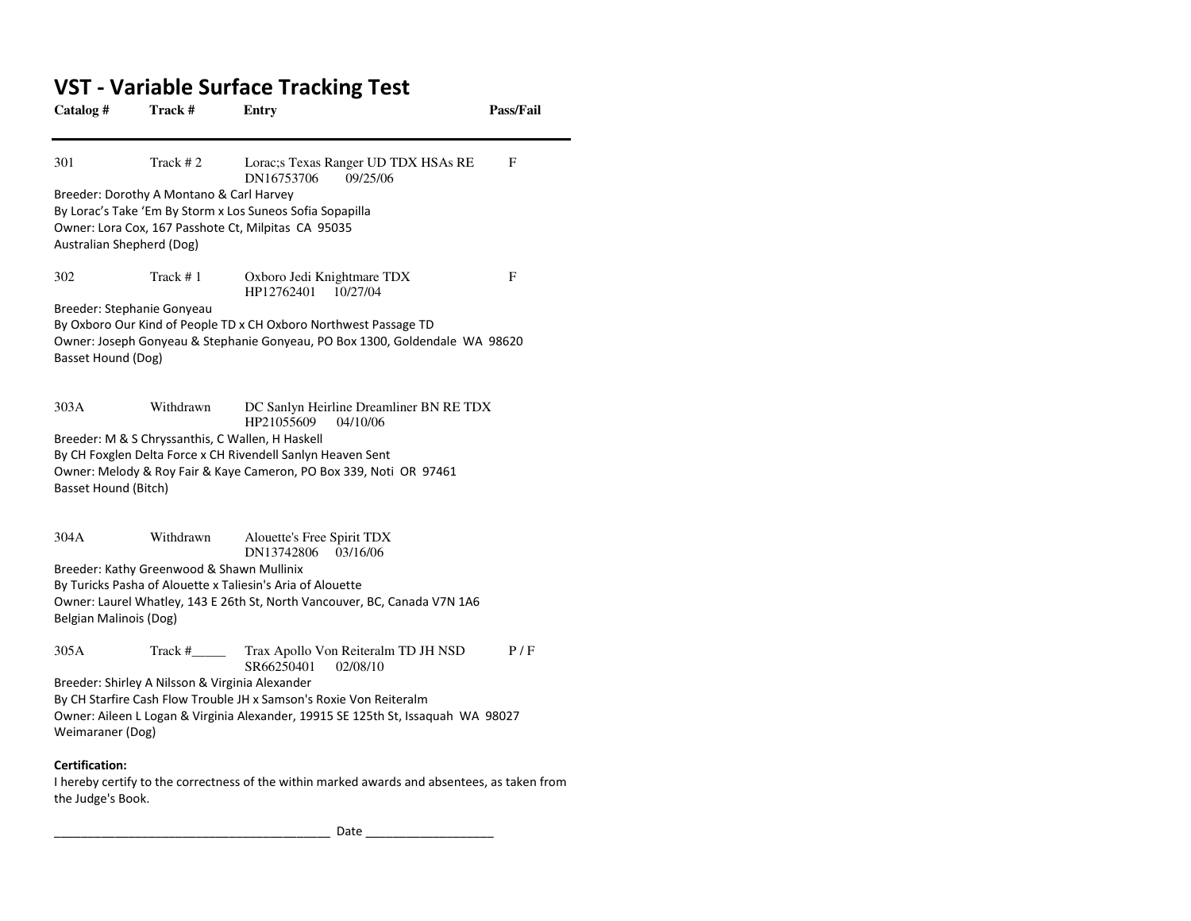# VST - Variable Surface Tracking Test

| Catalog # | Track # | Entry | Pass/Fail |
| --- | --- | --- | --- |
| 301 | Track # 2 | Lorac;s Texas Ranger UD TDX HSAs RE<br>DN16753706 09/25/06 | F |

Breeder: Dorothy A Montano & Carl Harvey
By Lorac's Take 'Em By Storm x Los Suneos Sofia Sopapilla
Owner: Lora Cox, 167 Passhote Ct, Milpitas CA 95035
Australian Shepherd (Dog)

| | | | |
| --- | --- | --- | --- |
| 302 | Track # 1 | Oxboro Jedi Knightmare TDX<br>HP12762401 10/27/04 | F |

Breeder: Stephanie Gonyeau
By Oxboro Our Kind of People TD x CH Oxboro Northwest Passage TD
Owner: Joseph Gonyeau & Stephanie Gonyeau, PO Box 1300, Goldendale WA 98620
Basset Hound (Dog)

| | | | |
| --- | --- | --- | --- |
| 303A | Withdrawn | DC Sanlyn Heirline Dreamliner BN RE TDX<br>HP21055609 04/10/06 | |

Breeder: M & S Chryssanthis, C Wallen, H Haskell
By CH Foxglen Delta Force x CH Rivendell Sanlyn Heaven Sent
Owner: Melody & Roy Fair & Kaye Cameron, PO Box 339, Noti OR 97461
Basset Hound (Bitch)

| | | | |
| --- | --- | --- | --- |
| 304A | Withdrawn | Alouette's Free Spirit TDX<br>DN13742806 03/16/06 | |

Breeder: Kathy Greenwood & Shawn Mullinix
By Turicks Pasha of Alouette x Taliesin's Aria of Alouette
Owner: Laurel Whatley, 143 E 26th St, North Vancouver, BC, Canada V7N 1A6
Belgian Malinois (Dog)

| | | | |
| --- | --- | --- | --- |
| 305A | Track #_____ | Trax Apollo Von Reiteralm TD JH NSD<br>SR66250401 02/08/10 | P / F |

Breeder: Shirley A Nilsson & Virginia Alexander
By CH Starfire Cash Flow Trouble JH x Samson's Roxie Von Reiteralm
Owner: Aileen L Logan & Virginia Alexander, 19915 SE 125th St, Issaquah WA 98027
Weimaraner (Dog)

**Certification:**

I hereby certify to the correctness of the within marked awards and absentees, as taken from the Judge's Book.

_________________________________________ Date ___________________